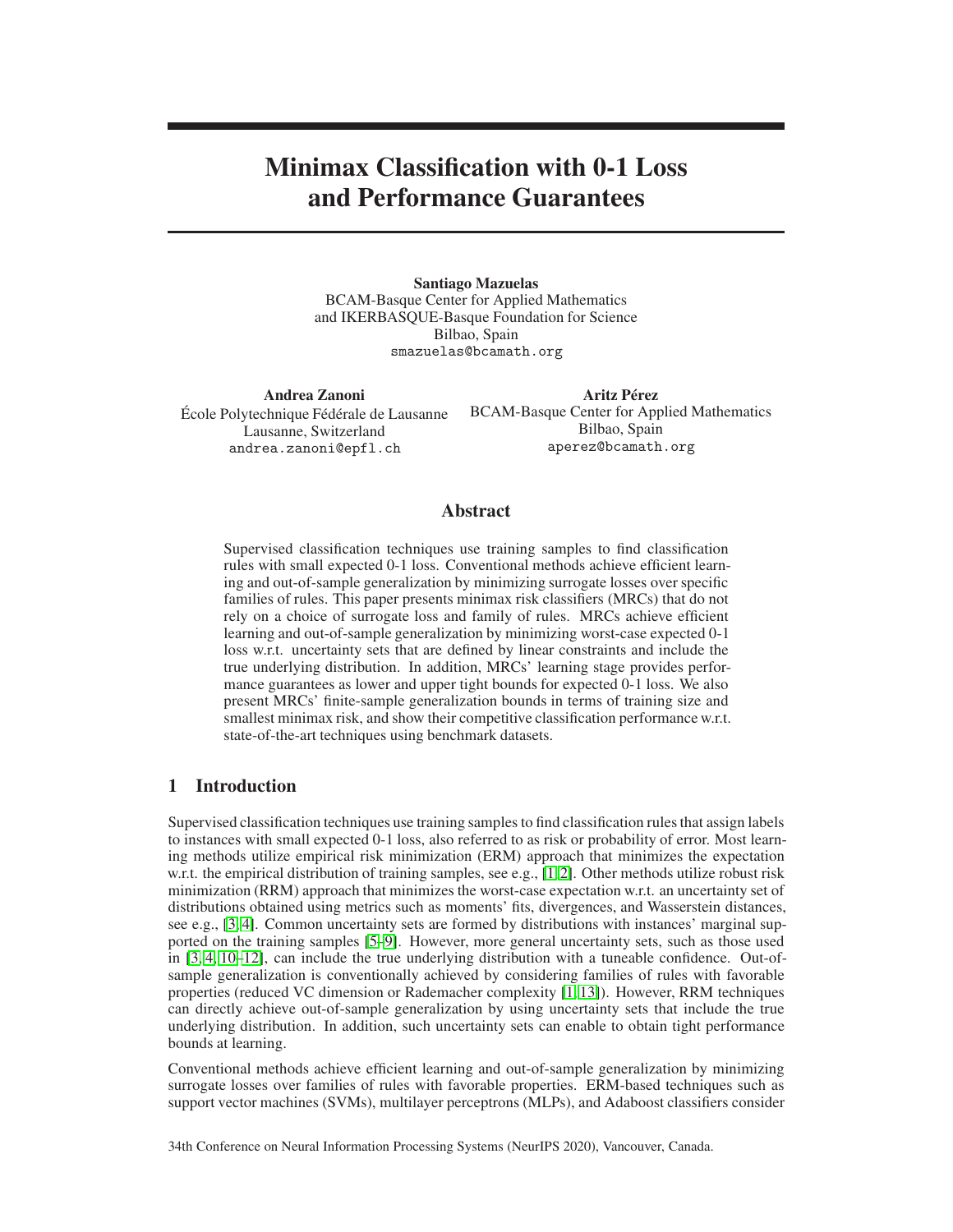# Minimax Classification with 0-1 Loss and Performance Guarantees

**Santiago Mazuelas**
BCAM-Basque Center for Applied Mathematics
and IKERBASQUE-Basque Foundation for Science
Bilbao, Spain
smazuelas@bcamath.org

**Andrea Zanoni**
École Polytechnique Fédérale de Lausanne
Lausanne, Switzerland
andrea.zanoni@epfl.ch

**Aritz Pérez**
BCAM-Basque Center for Applied Mathematics
Bilbao, Spain
aperez@bcamath.org

## Abstract

Supervised classification techniques use training samples to find classification rules with small expected 0-1 loss. Conventional methods achieve efficient learning and out-of-sample generalization by minimizing surrogate losses over specific families of rules. This paper presents minimax risk classifiers (MRCs) that do not rely on a choice of surrogate loss and family of rules. MRCs achieve efficient learning and out-of-sample generalization by minimizing worst-case expected 0-1 loss w.r.t. uncertainty sets that are defined by linear constraints and include the true underlying distribution. In addition, MRCs' learning stage provides performance guarantees as lower and upper tight bounds for expected 0-1 loss. We also present MRCs' finite-sample generalization bounds in terms of training size and smallest minimax risk, and show their competitive classification performance w.r.t. state-of-the-art techniques using benchmark datasets.

## 1 Introduction

Supervised classification techniques use training samples to find classification rules that assign labels to instances with small expected 0-1 loss, also referred to as risk or probability of error. Most learning methods utilize empirical risk minimization (ERM) approach that minimizes the expectation w.r.t. the empirical distribution of training samples, see e.g., [1, 2]. Other methods utilize robust risk minimization (RRM) approach that minimizes the worst-case expectation w.r.t. an uncertainty set of distributions obtained using metrics such as moments' fits, divergences, and Wasserstein distances, see e.g., [3, 4]. Common uncertainty sets are formed by distributions with instances' marginal supported on the training samples [5–9]. However, more general uncertainty sets, such as those used in [3, 4, 10–12], can include the true underlying distribution with a tuneable confidence. Out-of-sample generalization is conventionally achieved by considering families of rules with favorable properties (reduced VC dimension or Rademacher complexity [1, 13]). However, RRM techniques can directly achieve out-of-sample generalization by using uncertainty sets that include the true underlying distribution. In addition, such uncertainty sets can enable to obtain tight performance bounds at learning.

Conventional methods achieve efficient learning and out-of-sample generalization by minimizing surrogate losses over families of rules with favorable properties. ERM-based techniques such as support vector machines (SVMs), multilayer perceptrons (MLPs), and Adaboost classifiers consider

34th Conference on Neural Information Processing Systems (NeurIPS 2020), Vancouver, Canada.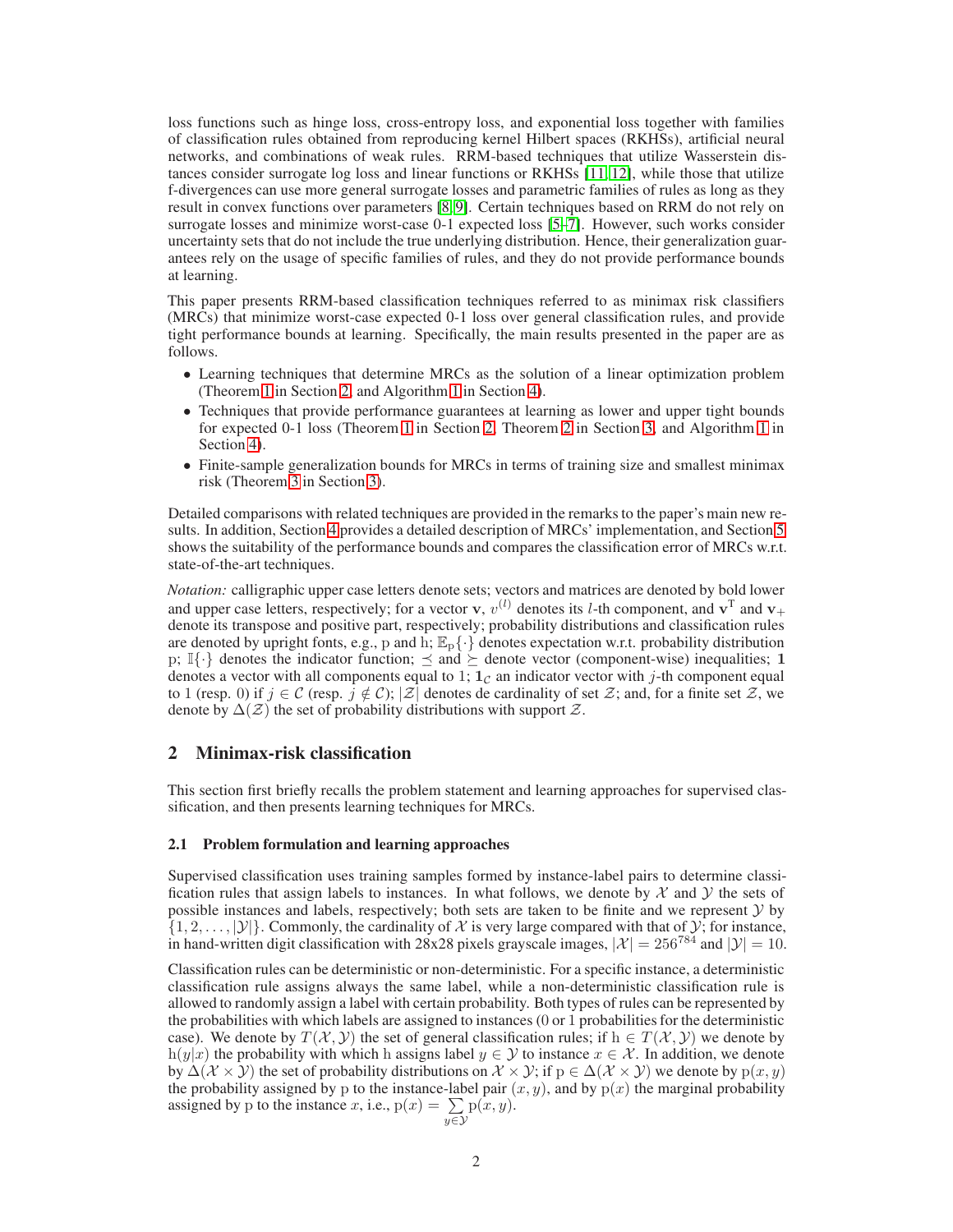loss functions such as hinge loss, cross-entropy loss, and exponential loss together with families of classification rules obtained from reproducing kernel Hilbert spaces (RKHSs), artificial neural networks, and combinations of weak rules. RRM-based techniques that utilize Wasserstein distances consider surrogate log loss and linear functions or RKHSs [11, 12], while those that utilize f-divergences can use more general surrogate losses and parametric families of rules as long as they result in convex functions over parameters [8, 9]. Certain techniques based on RRM do not rely on surrogate losses and minimize worst-case 0-1 expected loss [5–7]. However, such works consider uncertainty sets that do not include the true underlying distribution. Hence, their generalization guarantees rely on the usage of specific families of rules, and they do not provide performance bounds at learning.

This paper presents RRM-based classification techniques referred to as minimax risk classifiers (MRCs) that minimize worst-case expected 0-1 loss over general classification rules, and provide tight performance bounds at learning. Specifically, the main results presented in the paper are as follows.

- Learning techniques that determine MRCs as the solution of a linear optimization problem (Theorem 1 in Section 2, and Algorithm 1 in Section 4).
- Techniques that provide performance guarantees at learning as lower and upper tight bounds for expected 0-1 loss (Theorem 1 in Section 2, Theorem 2 in Section 3, and Algorithm 1 in Section 4).
- Finite-sample generalization bounds for MRCs in terms of training size and smallest minimax risk (Theorem 3 in Section 3).

Detailed comparisons with related techniques are provided in the remarks to the paper's main new results. In addition, Section 4 provides a detailed description of MRCs' implementation, and Section 5 shows the suitability of the performance bounds and compares the classification error of MRCs w.r.t. state-of-the-art techniques.

*Notation:* calligraphic upper case letters denote sets; vectors and matrices are denoted by bold lower and upper case letters, respectively; for a vector $\mathbf{v}$, $v^{(l)}$ denotes its $l$-th component, and $\mathbf{v}^{\mathrm{T}}$ and $\mathbf{v}_+$ denote its transpose and positive part, respectively; probability distributions and classification rules are denoted by upright fonts, e.g., $\mathrm{p}$ and $\mathrm{h}$; $\mathbb{E}_{\mathrm{p}}\{\cdot\}$ denotes expectation w.r.t. probability distribution $\mathrm{p}$; $\mathbb{I}\{\cdot\}$ denotes the indicator function; $\preceq$ and $\succeq$ denote vector (component-wise) inequalities; $\mathbf{1}$ denotes a vector with all components equal to 1; $\mathbf{1}_{\mathcal{C}}$ an indicator vector with $j$-th component equal to 1 (resp. 0) if $j \in \mathcal{C}$ (resp. $j \notin \mathcal{C}$); $|\mathcal{Z}|$ denotes de cardinality of set $\mathcal{Z}$; and, for a finite set $\mathcal{Z}$, we denote by $\Delta(\mathcal{Z})$ the set of probability distributions with support $\mathcal{Z}$.

## 2 Minimax-risk classification

This section first briefly recalls the problem statement and learning approaches for supervised classification, and then presents learning techniques for MRCs.

### 2.1 Problem formulation and learning approaches

Supervised classification uses training samples formed by instance-label pairs to determine classification rules that assign labels to instances. In what follows, we denote by $\mathcal{X}$ and $\mathcal{Y}$ the sets of possible instances and labels, respectively; both sets are taken to be finite and we represent $\mathcal{Y}$ by $\{1, 2, \ldots, |\mathcal{Y}|\}$. Commonly, the cardinality of $\mathcal{X}$ is very large compared with that of $\mathcal{Y}$; for instance, in hand-written digit classification with 28x28 pixels grayscale images, $|\mathcal{X}| = 256^{784}$ and $|\mathcal{Y}| = 10$.

Classification rules can be deterministic or non-deterministic. For a specific instance, a deterministic classification rule assigns always the same label, while a non-deterministic classification rule is allowed to randomly assign a label with certain probability. Both types of rules can be represented by the probabilities with which labels are assigned to instances (0 or 1 probabilities for the deterministic case). We denote by $T(\mathcal{X}, \mathcal{Y})$ the set of general classification rules; if $\mathrm{h} \in T(\mathcal{X}, \mathcal{Y})$ we denote by $\mathrm{h}(y|x)$ the probability with which $\mathrm{h}$ assigns label $y \in \mathcal{Y}$ to instance $x \in \mathcal{X}$. In addition, we denote by $\Delta(\mathcal{X} \times \mathcal{Y})$ the set of probability distributions on $\mathcal{X} \times \mathcal{Y}$; if $\mathrm{p} \in \Delta(\mathcal{X} \times \mathcal{Y})$ we denote by $\mathrm{p}(x, y)$ the probability assigned by $\mathrm{p}$ to the instance-label pair $(x, y)$, and by $\mathrm{p}(x)$ the marginal probability assigned by $\mathrm{p}$ to the instance $x$, i.e., $\mathrm{p}(x) = \sum_{y \in \mathcal{Y}} \mathrm{p}(x, y)$.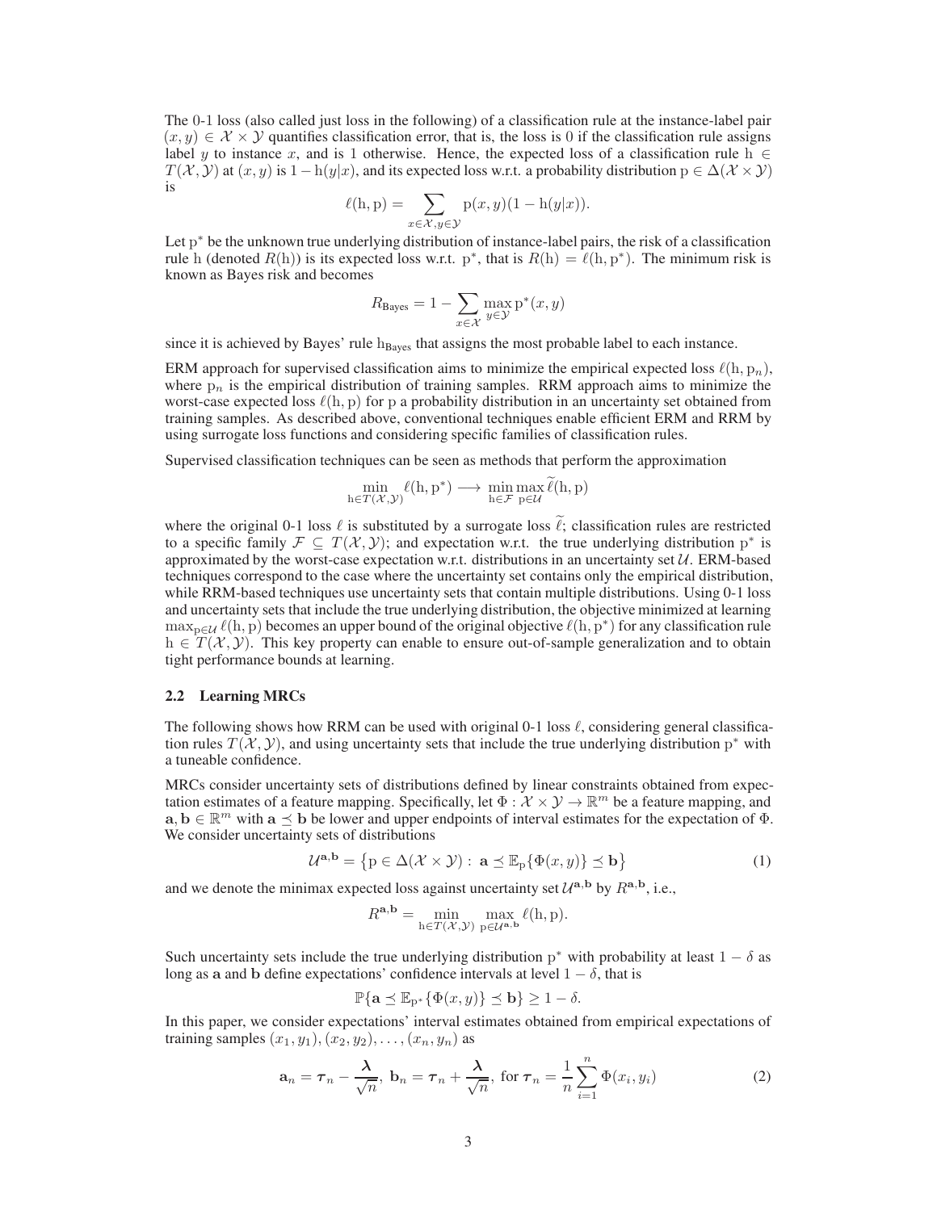The 0-1 loss (also called just loss in the following) of a classification rule at the instance-label pair $(x, y) \in \mathcal{X} \times \mathcal{Y}$ quantifies classification error, that is, the loss is 0 if the classification rule assigns label $y$ to instance $x$, and is 1 otherwise. Hence, the expected loss of a classification rule $\mathrm{h} \in T(\mathcal{X}, \mathcal{Y})$ at $(x, y)$ is $1 - \mathrm{h}(y|x)$, and its expected loss w.r.t. a probability distribution $\mathrm{p} \in \Delta(\mathcal{X} \times \mathcal{Y})$ is

$$\ell(\mathrm{h}, \mathrm{p}) = \sum_{x \in \mathcal{X}, y \in \mathcal{Y}} \mathrm{p}(x, y)(1 - \mathrm{h}(y|x)).$$

Let $\mathrm{p}^*$ be the unknown true underlying distribution of instance-label pairs, the risk of a classification rule h (denoted $R(\mathrm{h})$) is its expected loss w.r.t. $\mathrm{p}^*$, that is $R(\mathrm{h}) = \ell(\mathrm{h}, \mathrm{p}^*)$. The minimum risk is known as Bayes risk and becomes

$$R_{\text{Bayes}} = 1 - \sum_{x \in \mathcal{X}} \max_{y \in \mathcal{Y}} \mathrm{p}^*(x, y)$$

since it is achieved by Bayes' rule $\mathrm{h}_{\text{Bayes}}$ that assigns the most probable label to each instance.

ERM approach for supervised classification aims to minimize the empirical expected loss $\ell(\mathrm{h}, \mathrm{p}_n)$, where $\mathrm{p}_n$ is the empirical distribution of training samples. RRM approach aims to minimize the worst-case expected loss $\ell(\mathrm{h}, \mathrm{p})$ for p a probability distribution in an uncertainty set obtained from training samples. As described above, conventional techniques enable efficient ERM and RRM by using surrogate loss functions and considering specific families of classification rules.

Supervised classification techniques can be seen as methods that perform the approximation

$$\min_{\mathrm{h} \in T(\mathcal{X}, \mathcal{Y})} \ell(\mathrm{h}, \mathrm{p}^*) \longrightarrow \min_{\mathrm{h} \in \mathcal{F}} \max_{\mathrm{p} \in \mathcal{U}} \widetilde{\ell}(\mathrm{h}, \mathrm{p})$$

where the original 0-1 loss $\ell$ is substituted by a surrogate loss $\widetilde{\ell}$; classification rules are restricted to a specific family $\mathcal{F} \subseteq T(\mathcal{X}, \mathcal{Y})$; and expectation w.r.t. the true underlying distribution $\mathrm{p}^*$ is approximated by the worst-case expectation w.r.t. distributions in an uncertainty set $\mathcal{U}$. ERM-based techniques correspond to the case where the uncertainty set contains only the empirical distribution, while RRM-based techniques use uncertainty sets that contain multiple distributions. Using 0-1 loss and uncertainty sets that include the true underlying distribution, the objective minimized at learning $\max_{\mathrm{p} \in \mathcal{U}} \ell(\mathrm{h}, \mathrm{p})$ becomes an upper bound of the original objective $\ell(\mathrm{h}, \mathrm{p}^*)$ for any classification rule $\mathrm{h} \in T(\mathcal{X}, \mathcal{Y})$. This key property can enable to ensure out-of-sample generalization and to obtain tight performance bounds at learning.

### 2.2 Learning MRCs

The following shows how RRM can be used with original 0-1 loss $\ell$, considering general classification rules $T(\mathcal{X}, \mathcal{Y})$, and using uncertainty sets that include the true underlying distribution $\mathrm{p}^*$ with a tuneable confidence.

MRCs consider uncertainty sets of distributions defined by linear constraints obtained from expectation estimates of a feature mapping. Specifically, let $\Phi : \mathcal{X} \times \mathcal{Y} \to \mathbb{R}^m$ be a feature mapping, and $\mathbf{a}, \mathbf{b} \in \mathbb{R}^m$ with $\mathbf{a} \preceq \mathbf{b}$ be lower and upper endpoints of interval estimates for the expectation of $\Phi$. We consider uncertainty sets of distributions

$$\mathcal{U}^{\mathbf{a},\mathbf{b}} = \left\{\mathrm{p} \in \Delta(\mathcal{X} \times \mathcal{Y}) : \ \mathbf{a} \preceq \mathbb{E}_{\mathrm{p}}\{\Phi(x, y)\} \preceq \mathbf{b}\right\} \tag{1}$$

and we denote the minimax expected loss against uncertainty set $\mathcal{U}^{\mathbf{a},\mathbf{b}}$ by $R^{\mathbf{a},\mathbf{b}}$, i.e.,

$$R^{\mathbf{a},\mathbf{b}} = \min_{\mathrm{h} \in T(\mathcal{X}, \mathcal{Y})} \max_{\mathrm{p} \in \mathcal{U}^{\mathbf{a},\mathbf{b}}} \ell(\mathrm{h}, \mathrm{p}).$$

Such uncertainty sets include the true underlying distribution $\mathrm{p}^*$ with probability at least $1 - \delta$ as long as $\mathbf{a}$ and $\mathbf{b}$ define expectations' confidence intervals at level $1 - \delta$, that is

$$\mathbb{P}\{\mathbf{a} \preceq \mathbb{E}_{\mathrm{p}^*}\{\Phi(x, y)\} \preceq \mathbf{b}\} \geq 1 - \delta.$$

In this paper, we consider expectations' interval estimates obtained from empirical expectations of training samples $(x_1, y_1), (x_2, y_2), \ldots, (x_n, y_n)$ as

$$\mathbf{a}_n = \boldsymbol{\tau}_n - \frac{\boldsymbol{\lambda}}{\sqrt{n}}, \ \mathbf{b}_n = \boldsymbol{\tau}_n + \frac{\boldsymbol{\lambda}}{\sqrt{n}}, \ \text{for } \boldsymbol{\tau}_n = \frac{1}{n} \sum_{i=1}^{n} \Phi(x_i, y_i) \tag{2}$$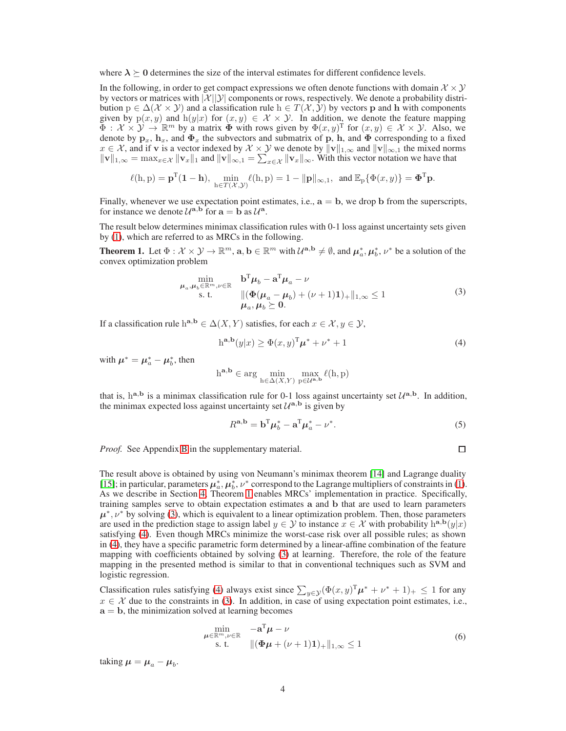where $\boldsymbol{\lambda} \succeq \mathbf{0}$ determines the size of the interval estimates for different confidence levels.

In the following, in order to get compact expressions we often denote functions with domain $\mathcal{X} \times \mathcal{Y}$ by vectors or matrices with $|\mathcal{X}||\mathcal{Y}|$ components or rows, respectively. We denote a probability distribution $\mathrm{p} \in \Delta(\mathcal{X} \times \mathcal{Y})$ and a classification rule $\mathrm{h} \in T(\mathcal{X}, \mathcal{Y})$ by vectors $\mathbf{p}$ and $\mathbf{h}$ with components given by $\mathrm{p}(x, y)$ and $\mathrm{h}(y|x)$ for $(x, y) \in \mathcal{X} \times \mathcal{Y}$. In addition, we denote the feature mapping $\Phi : \mathcal{X} \times \mathcal{Y} \to \mathbb{R}^m$ by a matrix $\boldsymbol{\Phi}$ with rows given by $\Phi(x, y)^{\mathrm{T}}$ for $(x, y) \in \mathcal{X} \times \mathcal{Y}$. Also, we denote by $\mathbf{p}_x$, $\mathbf{h}_x$, and $\boldsymbol{\Phi}_x$ the subvectors and submatrix of $\mathbf{p}$, $\mathbf{h}$, and $\boldsymbol{\Phi}$ corresponding to a fixed $x \in \mathcal{X}$, and if $\mathbf{v}$ is a vector indexed by $\mathcal{X} \times \mathcal{Y}$ we denote by $\|\mathbf{v}\|_{1,\infty}$ and $\|\mathbf{v}\|_{\infty,1}$ the mixed norms $\|\mathbf{v}\|_{1,\infty} = \max_{x \in \mathcal{X}} \|\mathbf{v}_x\|_1$ and $\|\mathbf{v}\|_{\infty,1} = \sum_{x \in \mathcal{X}} \|\mathbf{v}_x\|_\infty$. With this vector notation we have that

$$\ell(\mathrm{h}, \mathrm{p}) = \mathbf{p}^{\mathrm{T}}(\mathbf{1} - \mathbf{h}), \quad \min_{\mathrm{h} \in T(\mathcal{X}, \mathcal{Y})} \ell(\mathrm{h}, \mathrm{p}) = 1 - \|\mathbf{p}\|_{\infty,1}, \quad \text{and } \mathbb{E}_{\mathrm{p}}\{\Phi(x, y)\} = \boldsymbol{\Phi}^{\mathrm{T}}\mathbf{p}.$$

Finally, whenever we use expectation point estimates, i.e., $\mathbf{a} = \mathbf{b}$, we drop $\mathbf{b}$ from the superscripts, for instance we denote $\mathcal{U}^{\mathbf{a},\mathbf{b}}$ for $\mathbf{a} = \mathbf{b}$ as $\mathcal{U}^{\mathbf{a}}$.

The result below determines minimax classification rules with 0-1 loss against uncertainty sets given by (1), which are referred to as MRCs in the following.

**Theorem 1.** Let $\Phi : \mathcal{X} \times \mathcal{Y} \to \mathbb{R}^m$, $\mathbf{a}, \mathbf{b} \in \mathbb{R}^m$ with $\mathcal{U}^{\mathbf{a},\mathbf{b}} \neq \emptyset$, and $\boldsymbol{\mu}_a^*, \boldsymbol{\mu}_b^*, \nu^*$ be a solution of the convex optimization problem

$$\begin{array}{cl} \min\limits_{\boldsymbol{\mu}_a, \boldsymbol{\mu}_b \in \mathbb{R}^m, \nu \in \mathbb{R}} & \mathbf{b}^{\mathrm{T}}\boldsymbol{\mu}_b - \mathbf{a}^{\mathrm{T}}\boldsymbol{\mu}_a - \nu \\ \text{s. t.} & \|(\boldsymbol{\Phi}(\boldsymbol{\mu}_a - \boldsymbol{\mu}_b) + (\nu + 1)\mathbf{1})_+\|_{1,\infty} \leq 1 \\ & \boldsymbol{\mu}_a, \boldsymbol{\mu}_b \succeq \mathbf{0}. \end{array} \tag{3}$$

If a classification rule $\mathrm{h}^{\mathbf{a},\mathbf{b}} \in \Delta(X, Y)$ satisfies, for each $x \in \mathcal{X}, y \in \mathcal{Y}$,

$$\mathrm{h}^{\mathbf{a},\mathbf{b}}(y|x) \geq \Phi(x, y)^{\mathrm{T}}\boldsymbol{\mu}^* + \nu^* + 1 \tag{4}$$

with $\boldsymbol{\mu}^* = \boldsymbol{\mu}_a^* - \boldsymbol{\mu}_b^*$, then

$$\mathrm{h}^{\mathbf{a},\mathbf{b}} \in \arg \min_{\mathrm{h} \in \Delta(X,Y)} \max_{\mathrm{p} \in \mathcal{U}^{\mathbf{a},\mathbf{b}}} \ell(\mathrm{h}, \mathrm{p})$$

that is, $\mathrm{h}^{\mathbf{a},\mathbf{b}}$ is a minimax classification rule for 0-1 loss against uncertainty set $\mathcal{U}^{\mathbf{a},\mathbf{b}}$. In addition, the minimax expected loss against uncertainty set $\mathcal{U}^{\mathbf{a},\mathbf{b}}$ is given by

$$R^{\mathbf{a},\mathbf{b}} = \mathbf{b}^{\mathrm{T}}\boldsymbol{\mu}_b^* - \mathbf{a}^{\mathrm{T}}\boldsymbol{\mu}_a^* - \nu^*. \tag{5}$$

*Proof.* See Appendix B in the supplementary material. ☐

The result above is obtained by using von Neumann's minimax theorem [14] and Lagrange duality [15]; in particular, parameters $\boldsymbol{\mu}_a^*, \boldsymbol{\mu}_b^*, \nu^*$ correspond to the Lagrange multipliers of constraints in (1). As we describe in Section 4, Theorem 1 enables MRCs' implementation in practice. Specifically, training samples serve to obtain expectation estimates $\mathbf{a}$ and $\mathbf{b}$ that are used to learn parameters $\boldsymbol{\mu}^*, \nu^*$ by solving (3), which is equivalent to a linear optimization problem. Then, those parameters are used in the prediction stage to assign label $y \in \mathcal{Y}$ to instance $x \in \mathcal{X}$ with probability $\mathrm{h}^{\mathbf{a},\mathbf{b}}(y|x)$ satisfying (4). Even though MRCs minimize the worst-case risk over all possible rules; as shown in (4), they have a specific parametric form determined by a linear-affine combination of the feature mapping with coefficients obtained by solving (3) at learning. Therefore, the role of the feature mapping in the presented method is similar to that in conventional techniques such as SVM and logistic regression.

Classification rules satisfying (4) always exist since $\sum_{y \in \mathcal{Y}}(\Phi(x, y)^{\mathrm{T}}\boldsymbol{\mu}^* + \nu^* + 1)_+ \leq 1$ for any $x \in \mathcal{X}$ due to the constraints in (3). In addition, in case of using expectation point estimates, i.e., $\mathbf{a} = \mathbf{b}$, the minimization solved at learning becomes

$$\begin{array}{cl} \min\limits_{\boldsymbol{\mu} \in \mathbb{R}^m, \nu \in \mathbb{R}} & -\mathbf{a}^{\mathrm{T}}\boldsymbol{\mu} - \nu \\ \text{s. t.} & \|(\boldsymbol{\Phi}\boldsymbol{\mu} + (\nu + 1)\mathbf{1})_+\|_{1,\infty} \leq 1 \end{array} \tag{6}$$

taking $\boldsymbol{\mu} = \boldsymbol{\mu}_a - \boldsymbol{\mu}_b$.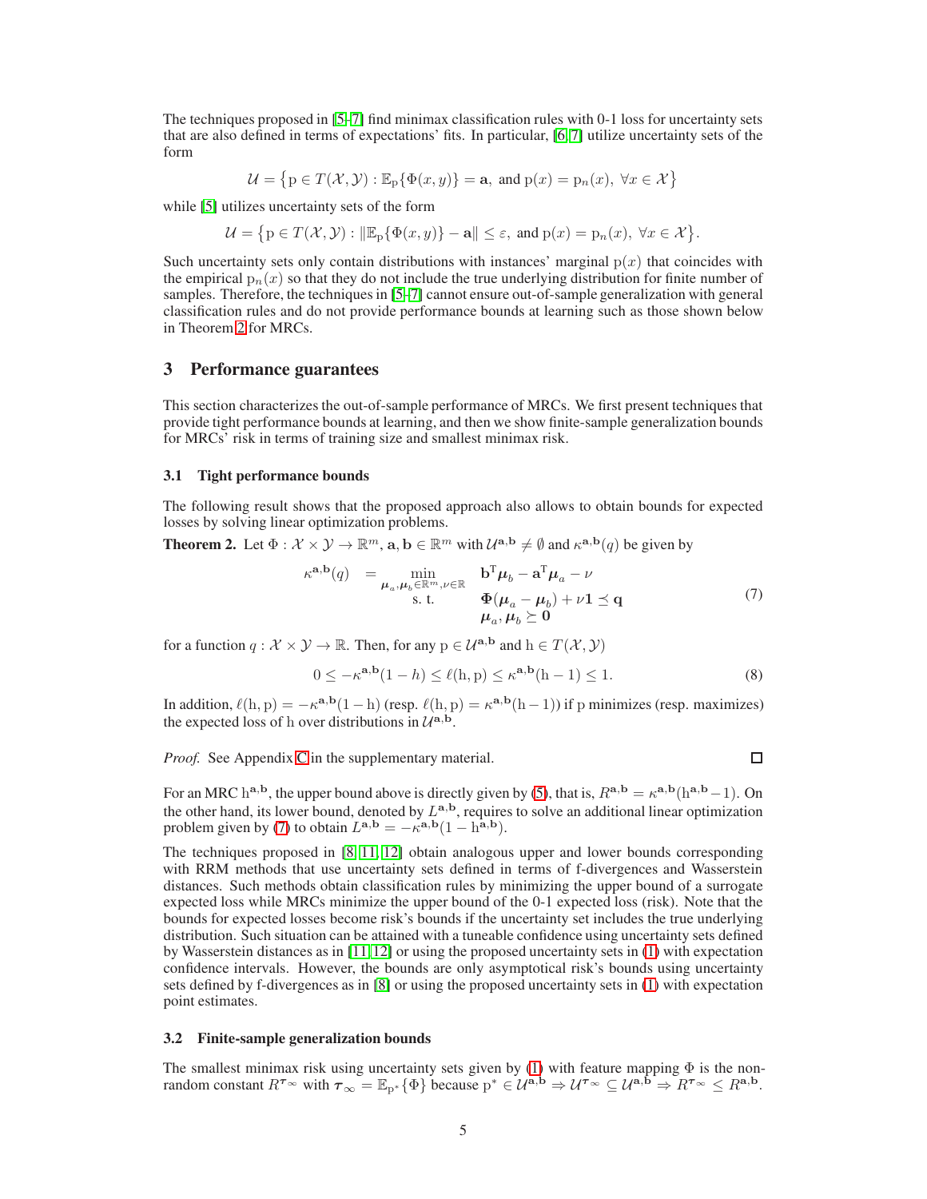The techniques proposed in [5–7] find minimax classification rules with 0-1 loss for uncertainty sets that are also defined in terms of expectations' fits. In particular, [6, 7] utilize uncertainty sets of the form

$$\mathcal{U} = \left\{ \mathrm{p} \in T(\mathcal{X}, \mathcal{Y}) : \mathbb{E}_{\mathrm{p}}\{\Phi(x, y)\} = \mathbf{a}, \text{ and } \mathrm{p}(x) = \mathrm{p}_n(x), \ \forall x \in \mathcal{X} \right\}$$

while [5] utilizes uncertainty sets of the form

$$\mathcal{U} = \left\{ \mathrm{p} \in T(\mathcal{X}, \mathcal{Y}) : \|\mathbb{E}_{\mathrm{p}}\{\Phi(x, y)\} - \mathbf{a}\| \leq \varepsilon, \text{ and } \mathrm{p}(x) = \mathrm{p}_n(x), \ \forall x \in \mathcal{X} \right\}.$$

Such uncertainty sets only contain distributions with instances' marginal $\mathrm{p}(x)$ that coincides with the empirical $\mathrm{p}_n(x)$ so that they do not include the true underlying distribution for finite number of samples. Therefore, the techniques in [5–7] cannot ensure out-of-sample generalization with general classification rules and do not provide performance bounds at learning such as those shown below in Theorem 2 for MRCs.

## 3 Performance guarantees

This section characterizes the out-of-sample performance of MRCs. We first present techniques that provide tight performance bounds at learning, and then we show finite-sample generalization bounds for MRCs' risk in terms of training size and smallest minimax risk.

### 3.1 Tight performance bounds

The following result shows that the proposed approach also allows to obtain bounds for expected losses by solving linear optimization problems.

**Theorem 2.** Let $\Phi : \mathcal{X} \times \mathcal{Y} \to \mathbb{R}^m$, $\mathbf{a}, \mathbf{b} \in \mathbb{R}^m$ with $\mathcal{U}^{\mathbf{a},\mathbf{b}} \neq \emptyset$ and $\kappa^{\mathbf{a},\mathbf{b}}(q)$ be given by

$$\begin{aligned} \kappa^{\mathbf{a},\mathbf{b}}(q) \quad = \quad \min_{\boldsymbol{\mu}_a, \boldsymbol{\mu}_b \in \mathbb{R}^m, \nu \in \mathbb{R}} \quad & \mathbf{b}^{\mathrm{T}}\boldsymbol{\mu}_b - \mathbf{a}^{\mathrm{T}}\boldsymbol{\mu}_a - \nu \\ \text{s. t.} \quad & \boldsymbol{\Phi}(\boldsymbol{\mu}_a - \boldsymbol{\mu}_b) + \nu \mathbf{1} \preceq \mathbf{q} \\ & \boldsymbol{\mu}_a, \boldsymbol{\mu}_b \succeq \mathbf{0} \end{aligned} \tag{7}$$

for a function $q : \mathcal{X} \times \mathcal{Y} \to \mathbb{R}$. Then, for any $\mathrm{p} \in \mathcal{U}^{\mathbf{a},\mathbf{b}}$ and $\mathrm{h} \in T(\mathcal{X}, \mathcal{Y})$

$$0 \leq -\kappa^{\mathbf{a},\mathbf{b}}(1 - h) \leq \ell(\mathrm{h}, \mathrm{p}) \leq \kappa^{\mathbf{a},\mathbf{b}}(\mathrm{h} - 1) \leq 1. \tag{8}$$

In addition, $\ell(\mathrm{h}, \mathrm{p}) = -\kappa^{\mathbf{a},\mathbf{b}}(1 - \mathrm{h})$ (resp. $\ell(\mathrm{h}, \mathrm{p}) = \kappa^{\mathbf{a},\mathbf{b}}(\mathrm{h} - 1)$) if p minimizes (resp. maximizes) the expected loss of h over distributions in $\mathcal{U}^{\mathbf{a},\mathbf{b}}$.

*Proof.* See Appendix C in the supplementary material. □

For an MRC $\mathrm{h}^{\mathbf{a},\mathbf{b}}$, the upper bound above is directly given by (5), that is, $R^{\mathbf{a},\mathbf{b}} = \kappa^{\mathbf{a},\mathbf{b}}(\mathrm{h}^{\mathbf{a},\mathbf{b}} - 1)$. On the other hand, its lower bound, denoted by $L^{\mathbf{a},\mathbf{b}}$, requires to solve an additional linear optimization problem given by (7) to obtain $L^{\mathbf{a},\mathbf{b}} = -\kappa^{\mathbf{a},\mathbf{b}}(1 - \mathrm{h}^{\mathbf{a},\mathbf{b}})$.

The techniques proposed in [8, 11, 12] obtain analogous upper and lower bounds corresponding with RRM methods that use uncertainty sets defined in terms of f-divergences and Wasserstein distances. Such methods obtain classification rules by minimizing the upper bound of a surrogate expected loss while MRCs minimize the upper bound of the 0-1 expected loss (risk). Note that the bounds for expected losses become risk's bounds if the uncertainty set includes the true underlying distribution. Such situation can be attained with a tuneable confidence using uncertainty sets defined by Wasserstein distances as in [11, 12] or using the proposed uncertainty sets in (1) with expectation confidence intervals. However, the bounds are only asymptotical risk's bounds using uncertainty sets defined by f-divergences as in [8] or using the proposed uncertainty sets in (1) with expectation point estimates.

### 3.2 Finite-sample generalization bounds

The smallest minimax risk using uncertainty sets given by (1) with feature mapping $\Phi$ is the non-random constant $R^{\boldsymbol{\tau}_\infty}$ with $\boldsymbol{\tau}_\infty = \mathbb{E}_{\mathrm{p}^*}\{\Phi\}$ because $\mathrm{p}^* \in \mathcal{U}^{\mathbf{a},\mathbf{b}} \Rightarrow \mathcal{U}^{\boldsymbol{\tau}_\infty} \subseteq \mathcal{U}^{\mathbf{a},\mathbf{b}} \Rightarrow R^{\boldsymbol{\tau}_\infty} \leq R^{\mathbf{a},\mathbf{b}}$.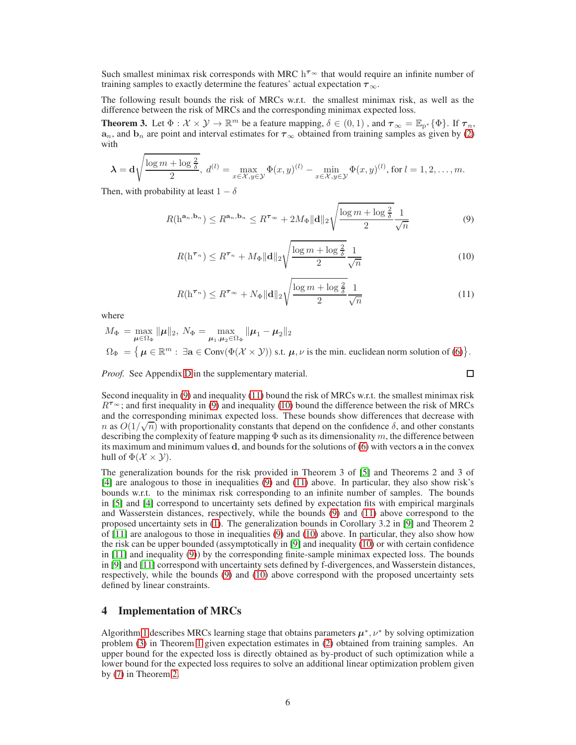Such smallest minimax risk corresponds with MRC $\mathrm{h}^{\boldsymbol{\tau}_\infty}$ that would require an infinite number of training samples to exactly determine the features' actual expectation $\boldsymbol{\tau}_\infty$.

The following result bounds the risk of MRCs w.r.t. the smallest minimax risk, as well as the difference between the risk of MRCs and the corresponding minimax expected loss.

**Theorem 3.** Let $\Phi : \mathcal{X} \times \mathcal{Y} \to \mathbb{R}^m$ be a feature mapping, $\delta \in (0, 1)$ , and $\boldsymbol{\tau}_\infty = \mathbb{E}_{\mathrm{p}^*}\{\Phi\}$. If $\boldsymbol{\tau}_n$, $\mathbf{a}_n$, and $\mathbf{b}_n$ are point and interval estimates for $\boldsymbol{\tau}_\infty$ obtained from training samples as given by (2) with

$$\boldsymbol{\lambda} = \mathbf{d}\sqrt{\frac{\log m + \log\frac{2}{\delta}}{2}},\ d^{(l)} = \max_{x\in\mathcal{X}, y\in\mathcal{Y}} \Phi(x, y)^{(l)} - \min_{x\in\mathcal{X}, y\in\mathcal{Y}} \Phi(x, y)^{(l)}, \text{ for } l = 1, 2, \ldots, m.$$

Then, with probability at least $1 - \delta$

$$R(\mathrm{h}^{\mathbf{a}_n,\mathbf{b}_n}) \leq R^{\mathbf{a}_n,\mathbf{b}_n} \leq R^{\boldsymbol{\tau}_\infty} + 2M_\Phi\|\mathbf{d}\|_2\sqrt{\frac{\log m + \log\frac{2}{\delta}}{2}}\frac{1}{\sqrt{n}} \tag{9}$$

$$R(\mathrm{h}^{\boldsymbol{\tau}_n}) \leq R^{\boldsymbol{\tau}_n} + M_\Phi\|\mathbf{d}\|_2\sqrt{\frac{\log m + \log\frac{2}{\delta}}{2}}\frac{1}{\sqrt{n}} \tag{10}$$

$$R(\mathrm{h}^{\boldsymbol{\tau}_n}) \leq R^{\boldsymbol{\tau}_\infty} + N_\Phi\|\mathbf{d}\|_2\sqrt{\frac{\log m + \log\frac{2}{\delta}}{2}}\frac{1}{\sqrt{n}} \tag{11}$$

where

$$M_\Phi = \max_{\boldsymbol{\mu}\in\Omega_\Phi} \|\boldsymbol{\mu}\|_2,\ N_\Phi = \max_{\boldsymbol{\mu}_1,\boldsymbol{\mu}_2\in\Omega_\Phi} \|\boldsymbol{\mu}_1 - \boldsymbol{\mu}_2\|_2$$

$$\Omega_\Phi = \left\{\boldsymbol{\mu} \in \mathbb{R}^m : \exists \mathbf{a} \in \mathrm{Conv}(\Phi(\mathcal{X} \times \mathcal{Y})) \text{ s.t. } \boldsymbol{\mu}, \nu \text{ is the min. euclidean norm solution of (6)}\right\}.$$

*Proof.* See Appendix D in the supplementary material. □

Second inequality in (9) and inequality (11) bound the risk of MRCs w.r.t. the smallest minimax risk $R^{\boldsymbol{\tau}_\infty}$; and first inequality in (9) and inequality (10) bound the difference between the risk of MRCs and the corresponding minimax expected loss. These bounds show differences that decrease with $n$ as $O(1/\sqrt{n})$ with proportionality constants that depend on the confidence $\delta$, and other constants describing the complexity of feature mapping $\Phi$ such as its dimensionality $m$, the difference between its maximum and minimum values $\mathbf{d}$, and bounds for the solutions of (6) with vectors $\mathbf{a}$ in the convex hull of $\Phi(\mathcal{X} \times \mathcal{Y})$.

The generalization bounds for the risk provided in Theorem 3 of [5] and Theorems 2 and 3 of [4] are analogous to those in inequalities (9) and (11) above. In particular, they also show risk's bounds w.r.t. to the minimax risk corresponding to an infinite number of samples. The bounds in [5] and [4] correspond to uncertainty sets defined by expectation fits with empirical marginals and Wasserstein distances, respectively, while the bounds (9) and (11) above correspond to the proposed uncertainty sets in (1). The generalization bounds in Corollary 3.2 in [9] and Theorem 2 of [11] are analogous to those in inequalities (9) and (10) above. In particular, they also show how the risk can be upper bounded (assymptotically in [9] and inequality (10) or with certain confidence in [11] and inequality (9)) by the corresponding finite-sample minimax expected loss. The bounds in [9] and [11] correspond with uncertainty sets defined by f-divergences, and Wasserstein distances, respectively, while the bounds (9) and (10) above correspond with the proposed uncertainty sets defined by linear constraints.

## 4 Implementation of MRCs

Algorithm 1 describes MRCs learning stage that obtains parameters $\boldsymbol{\mu}^*, \nu^*$ by solving optimization problem (3) in Theorem 1 given expectation estimates in (2) obtained from training samples. An upper bound for the expected loss is directly obtained as by-product of such optimization while a lower bound for the expected loss requires to solve an additional linear optimization problem given by (7) in Theorem 2.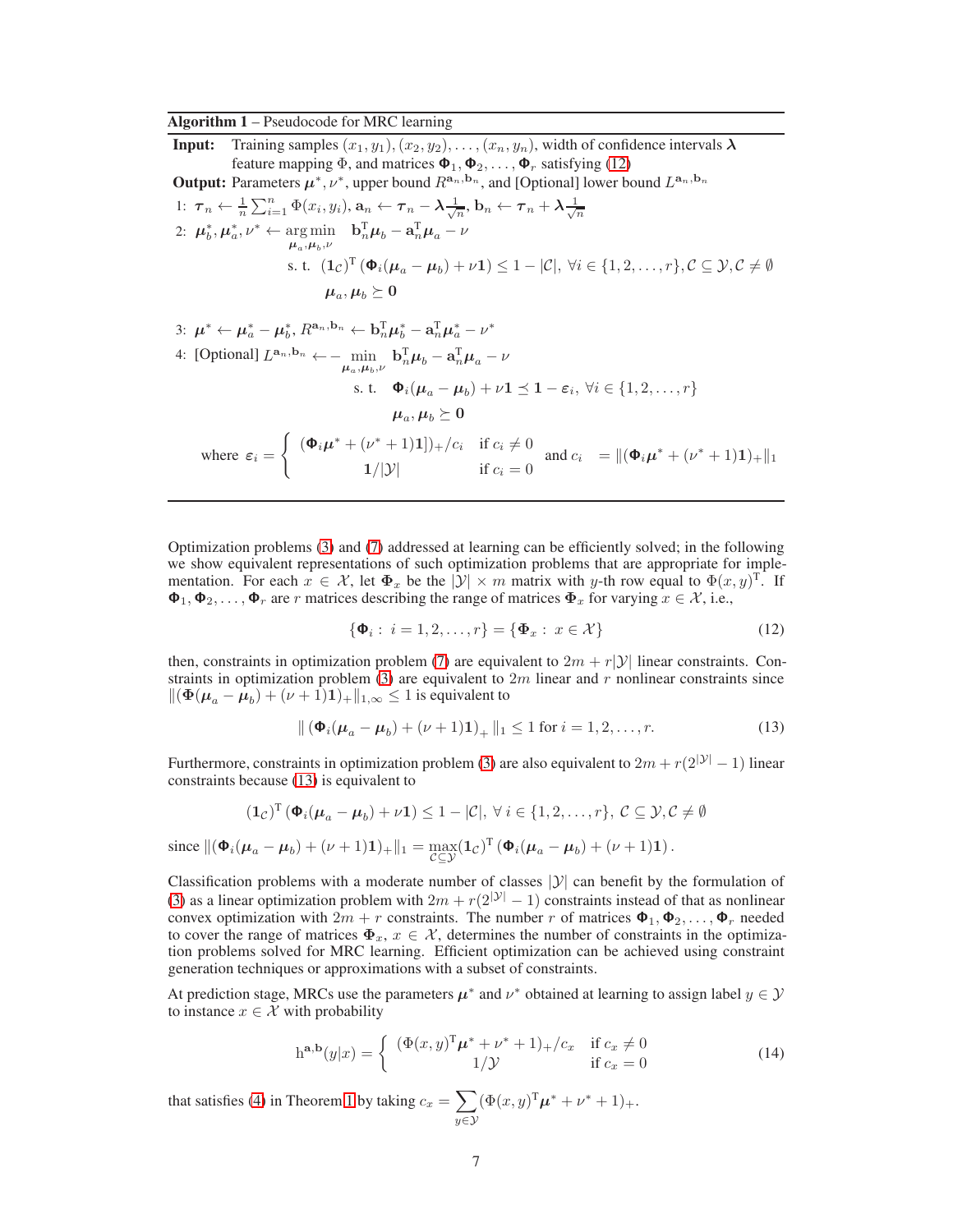**Algorithm 1** – Pseudocode for MRC learning

**Input:** Training samples $(x_1, y_1), (x_2, y_2), \ldots, (x_n, y_n)$, width of confidence intervals $\boldsymbol{\lambda}$ feature mapping $\Phi$, and matrices $\boldsymbol{\Phi}_1, \boldsymbol{\Phi}_2, \ldots, \boldsymbol{\Phi}_r$ satisfying (12)

**Output:** Parameters $\boldsymbol{\mu}^*, \nu^*$, upper bound $R^{\mathbf{a}_n, \mathbf{b}_n}$, and [Optional] lower bound $L^{\mathbf{a}_n, \mathbf{b}_n}$

1: $\boldsymbol{\tau}_n \leftarrow \frac{1}{n}\sum_{i=1}^{n} \Phi(x_i, y_i)$, $\mathbf{a}_n \leftarrow \boldsymbol{\tau}_n - \boldsymbol{\lambda}\frac{1}{\sqrt{n}}$, $\mathbf{b}_n \leftarrow \boldsymbol{\tau}_n + \boldsymbol{\lambda}\frac{1}{\sqrt{n}}$

2: 
$$\begin{aligned}\boldsymbol{\mu}_b^*, \boldsymbol{\mu}_a^*, \nu^* \leftarrow \arg\min_{\boldsymbol{\mu}_a, \boldsymbol{\mu}_b, \nu} \quad & \mathbf{b}_n^{\mathrm{T}}\boldsymbol{\mu}_b - \mathbf{a}_n^{\mathrm{T}}\boldsymbol{\mu}_a - \nu \\ \text{s. t.} \quad & (\mathbf{1}_{\mathcal{C}})^{\mathrm{T}}\left(\boldsymbol{\Phi}_i(\boldsymbol{\mu}_a - \boldsymbol{\mu}_b) + \nu\mathbf{1}\right) \leq 1 - |\mathcal{C}|, \ \forall i \in \{1, 2, \ldots, r\}, \mathcal{C} \subseteq \mathcal{Y}, \mathcal{C} \neq \emptyset \\ & \boldsymbol{\mu}_a, \boldsymbol{\mu}_b \succeq \mathbf{0}\end{aligned}$$

3: $\boldsymbol{\mu}^* \leftarrow \boldsymbol{\mu}_a^* - \boldsymbol{\mu}_b^*$, $R^{\mathbf{a}_n, \mathbf{b}_n} \leftarrow \mathbf{b}_n^{\mathrm{T}}\boldsymbol{\mu}_b^* - \mathbf{a}_n^{\mathrm{T}}\boldsymbol{\mu}_a^* - \nu^*$

4: [Optional] 
$$\begin{aligned}L^{\mathbf{a}_n, \mathbf{b}_n} \leftarrow - \min_{\boldsymbol{\mu}_a, \boldsymbol{\mu}_b, \nu} \quad & \mathbf{b}_n^{\mathrm{T}}\boldsymbol{\mu}_b - \mathbf{a}_n^{\mathrm{T}}\boldsymbol{\mu}_a - \nu \\ \text{s. t.} \quad & \boldsymbol{\Phi}_i(\boldsymbol{\mu}_a - \boldsymbol{\mu}_b) + \nu\mathbf{1} \preceq \mathbf{1} - \boldsymbol{\varepsilon}_i, \ \forall i \in \{1, 2, \ldots, r\} \\ & \boldsymbol{\mu}_a, \boldsymbol{\mu}_b \succeq \mathbf{0}\end{aligned}$$

$$\text{where } \boldsymbol{\varepsilon}_i = \begin{cases} (\boldsymbol{\Phi}_i\boldsymbol{\mu}^* + (\nu^* + 1)\mathbf{1}])_+/c_i & \text{if } c_i \neq 0 \\ \mathbf{1}/|\mathcal{Y}| & \text{if } c_i = 0 \end{cases} \quad \text{and } c_i \ = \|(\boldsymbol{\Phi}_i\boldsymbol{\mu}^* + (\nu^* + 1)\mathbf{1})_+\|_1$$

---

Optimization problems (3) and (7) addressed at learning can be efficiently solved; in the following we show equivalent representations of such optimization problems that are appropriate for implementation. For each $x \in \mathcal{X}$, let $\boldsymbol{\Phi}_x$ be the $|\mathcal{Y}| \times m$ matrix with $y$-th row equal to $\Phi(x, y)^{\mathrm{T}}$. If $\boldsymbol{\Phi}_1, \boldsymbol{\Phi}_2, \ldots, \boldsymbol{\Phi}_r$ are $r$ matrices describing the range of matrices $\boldsymbol{\Phi}_x$ for varying $x \in \mathcal{X}$, i.e.,

$$\{\boldsymbol{\Phi}_i : \ i = 1, 2, \ldots, r\} = \{\boldsymbol{\Phi}_x : \ x \in \mathcal{X}\} \tag{12}$$

then, constraints in optimization problem (7) are equivalent to $2m + r|\mathcal{Y}|$ linear constraints. Constraints in optimization problem (3) are equivalent to $2m$ linear and $r$ nonlinear constraints since $\|(\boldsymbol{\Phi}(\boldsymbol{\mu}_a - \boldsymbol{\mu}_b) + (\nu + 1)\mathbf{1})_+\|_{1,\infty} \leq 1$ is equivalent to

$$\|\left(\boldsymbol{\Phi}_i(\boldsymbol{\mu}_a - \boldsymbol{\mu}_b) + (\nu + 1)\mathbf{1}\right)_+\|_1 \leq 1 \text{ for } i = 1, 2, \ldots, r. \tag{13}$$

Furthermore, constraints in optimization problem (3) are also equivalent to $2m + r(2^{|\mathcal{Y}|} - 1)$ linear constraints because (13) is equivalent to

$$(\mathbf{1}_{\mathcal{C}})^{\mathrm{T}}\left(\boldsymbol{\Phi}_i(\boldsymbol{\mu}_a - \boldsymbol{\mu}_b) + \nu\mathbf{1}\right) \leq 1 - |\mathcal{C}|, \ \forall\, i \in \{1, 2, \ldots, r\}, \ \mathcal{C} \subseteq \mathcal{Y}, \mathcal{C} \neq \emptyset$$

since $\|(\boldsymbol{\Phi}_i(\boldsymbol{\mu}_a - \boldsymbol{\mu}_b) + (\nu + 1)\mathbf{1})_+\|_1 = \max_{\mathcal{C} \subseteq \mathcal{Y}} (\mathbf{1}_{\mathcal{C}})^{\mathrm{T}}\left(\boldsymbol{\Phi}_i(\boldsymbol{\mu}_a - \boldsymbol{\mu}_b) + (\nu + 1)\mathbf{1}\right)$.

Classification problems with a moderate number of classes $|\mathcal{Y}|$ can benefit by the formulation of (3) as a linear optimization problem with $2m + r(2^{|\mathcal{Y}|} - 1)$ constraints instead of that as nonlinear convex optimization with $2m + r$ constraints. The number $r$ of matrices $\boldsymbol{\Phi}_1, \boldsymbol{\Phi}_2, \ldots, \boldsymbol{\Phi}_r$ needed to cover the range of matrices $\boldsymbol{\Phi}_x$, $x \in \mathcal{X}$, determines the number of constraints in the optimization problems solved for MRC learning. Efficient optimization can be achieved using constraint generation techniques or approximations with a subset of constraints.

At prediction stage, MRCs use the parameters $\boldsymbol{\mu}^*$ and $\nu^*$ obtained at learning to assign label $y \in \mathcal{Y}$ to instance $x \in \mathcal{X}$ with probability

$$\mathrm{h}^{\mathbf{a},\mathbf{b}}(y|x) = \begin{cases} (\Phi(x, y)^{\mathrm{T}}\boldsymbol{\mu}^* + \nu^* + 1)_+/c_x & \text{if } c_x \neq 0 \\ 1/\mathcal{Y} & \text{if } c_x = 0 \end{cases} \tag{14}$$

that satisfies (4) in Theorem 1 by taking $c_x = \sum_{y \in \mathcal{Y}} (\Phi(x, y)^{\mathrm{T}}\boldsymbol{\mu}^* + \nu^* + 1)_+$.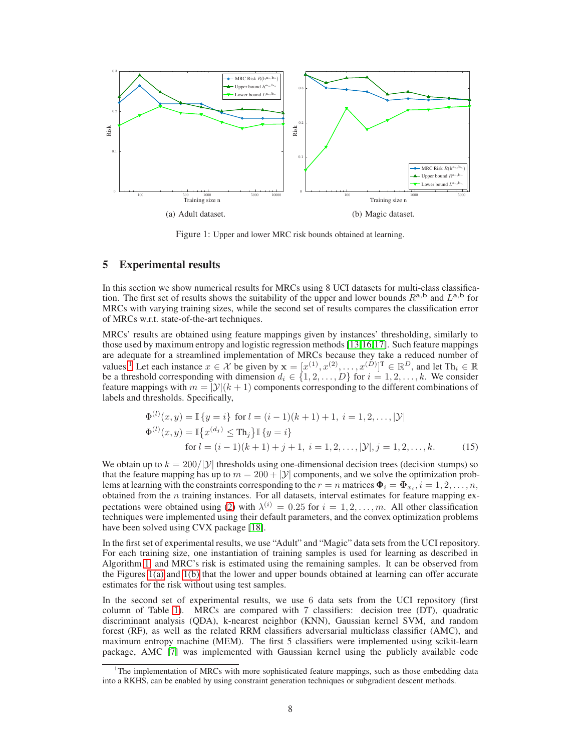(a) Adult dataset.

(b) Magic dataset.

Figure 1: Upper and lower MRC risk bounds obtained at learning.

## 5 Experimental results

In this section we show numerical results for MRCs using 8 UCI datasets for multi-class classification. The first set of results shows the suitability of the upper and lower bounds $R^{\mathbf{a},\mathbf{b}}$ and $L^{\mathbf{a},\mathbf{b}}$ for MRCs with varying training sizes, while the second set of results compares the classification error of MRCs w.r.t. state-of-the-art techniques.

MRCs' results are obtained using feature mappings given by instances' thresholding, similarly to those used by maximum entropy and logistic regression methods [13,16,17]. Such feature mappings are adequate for a streamlined implementation of MRCs because they take a reduced number of values.[1] Let each instance $x \in \mathcal{X}$ be given by $\mathbf{x} = [x^{(1)}, x^{(2)}, \ldots, x^{(D)}]^{\mathrm{T}} \in \mathbb{R}^D$, and let $\mathrm{Th}_i \in \mathbb{R}$ be a threshold corresponding with dimension $d_i \in \{1, 2, \ldots, D\}$ for $i = 1, 2, \ldots, k$. We consider feature mappings with $m = |\mathcal{Y}|(k+1)$ components corresponding to the different combinations of labels and thresholds. Specifically,

$$
\begin{aligned}
&\Phi^{(l)}(x, y) = \mathbb{I}\{y = i\} \text{ for } l = (i-1)(k+1)+1,\ i = 1, 2, \ldots, |\mathcal{Y}| \\
&\Phi^{(l)}(x, y) = \mathbb{I}\{x^{(d_j)} \leq \mathrm{Th}_j\}\mathbb{I}\{y = i\} \\
&\qquad\qquad \text{for } l = (i-1)(k+1)+j+1,\ i = 1, 2, \ldots, |\mathcal{Y}|, j = 1, 2, \ldots, k. \qquad (15)
\end{aligned}
$$

We obtain up to $k = 200/|\mathcal{Y}|$ thresholds using one-dimensional decision trees (decision stumps) so that the feature mapping has up to $m = 200 + |\mathcal{Y}|$ components, and we solve the optimization problems at learning with the constraints corresponding to the $r = n$ matrices $\mathbf{\Phi}_i = \mathbf{\Phi}_{x_i}, i = 1, 2, \ldots, n$, obtained from the $n$ training instances. For all datasets, interval estimates for feature mapping expectations were obtained using (2) with $\lambda^{(i)} = 0.25$ for $i = 1, 2, \ldots, m$. All other classification techniques were implemented using their default parameters, and the convex optimization problems have been solved using CVX package [18].

In the first set of experimental results, we use "Adult" and "Magic" data sets from the UCI repository. For each training size, one instantiation of training samples is used for learning as described in Algorithm 1, and MRC's risk is estimated using the remaining samples. It can be observed from the Figures 1(a) and 1(b) that the lower and upper bounds obtained at learning can offer accurate estimates for the risk without using test samples.

In the second set of experimental results, we use 6 data sets from the UCI repository (first column of Table 1). MRCs are compared with 7 classifiers: decision tree (DT), quadratic discriminant analysis (QDA), k-nearest neighbor (KNN), Gaussian kernel SVM, and random forest (RF), as well as the related RRM classifiers adversarial multiclass classifier (AMC), and maximum entropy machine (MEM). The first 5 classifiers were implemented using scikit-learn package, AMC [7] was implemented with Gaussian kernel using the publicly available code

[1] The implementation of MRCs with more sophisticated feature mappings, such as those embedding data into a RKHS, can be enabled by using constraint generation techniques or subgradient descent methods.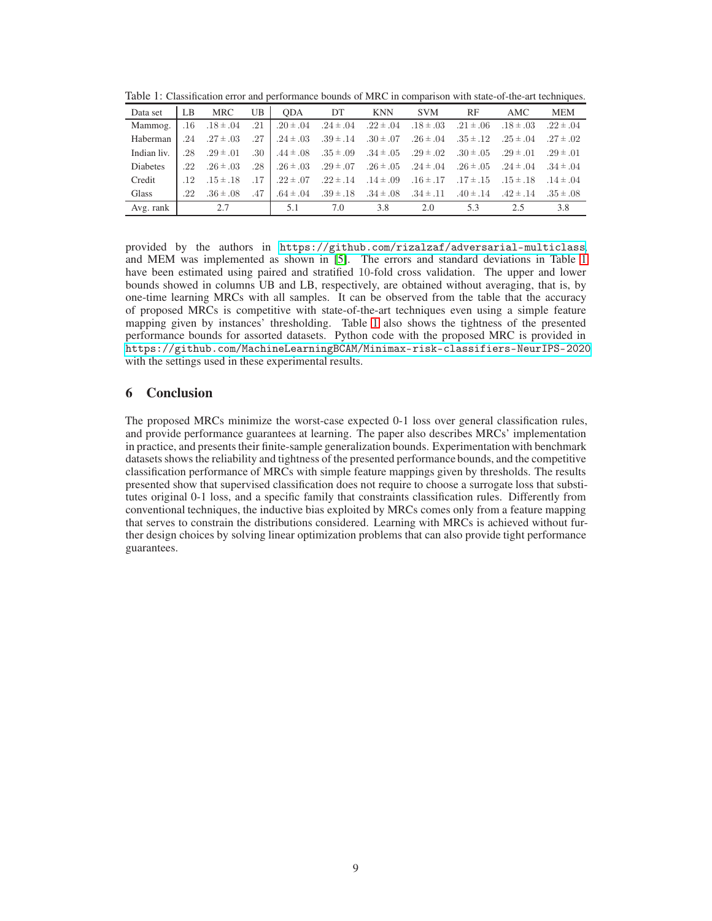Table 1: Classification error and performance bounds of MRC in comparison with state-of-the-art techniques.

| Data set | LB | MRC | UB | QDA | DT | KNN | SVM | RF | AMC | MEM |
|---|---|---|---|---|---|---|---|---|---|---|
| Mammog. | .16 | $.18 \pm .04$ | .21 | $.20 \pm .04$ | $.24 \pm .04$ | $.22 \pm .04$ | $.18 \pm .03$ | $.21 \pm .06$ | $.18 \pm .03$ | $.22 \pm .04$ |
| Haberman | .24 | $.27 \pm .03$ | .27 | $.24 \pm .03$ | $.39 \pm .14$ | $.30 \pm .07$ | $.26 \pm .04$ | $.35 \pm .12$ | $.25 \pm .04$ | $.27 \pm .02$ |
| Indian liv. | .28 | $.29 \pm .01$ | .30 | $.44 \pm .08$ | $.35 \pm .09$ | $.34 \pm .05$ | $.29 \pm .02$ | $.30 \pm .05$ | $.29 \pm .01$ | $.29 \pm .01$ |
| Diabetes | .22 | $.26 \pm .03$ | .28 | $.26 \pm .03$ | $.29 \pm .07$ | $.26 \pm .05$ | $.24 \pm .04$ | $.26 \pm .05$ | $.24 \pm .04$ | $.34 \pm .04$ |
| Credit | .12 | $.15 \pm .18$ | .17 | $.22 \pm .07$ | $.22 \pm .14$ | $.14 \pm .09$ | $.16 \pm .17$ | $.17 \pm .15$ | $.15 \pm .18$ | $.14 \pm .04$ |
| Glass | .22 | $.36 \pm .08$ | .47 | $.64 \pm .04$ | $.39 \pm .18$ | $.34 \pm .08$ | $.34 \pm .11$ | $.40 \pm .14$ | $.42 \pm .14$ | $.35 \pm .08$ |
| Avg. rank | | 2.7 | | 5.1 | 7.0 | 3.8 | 2.0 | 5.3 | 2.5 | 3.8 |

provided by the authors in https://github.com/rizalzaf/adversarial-multiclass, and MEM was implemented as shown in [5]. The errors and standard deviations in Table 1 have been estimated using paired and stratified 10-fold cross validation. The upper and lower bounds showed in columns UB and LB, respectively, are obtained without averaging, that is, by one-time learning MRCs with all samples. It can be observed from the table that the accuracy of proposed MRCs is competitive with state-of-the-art techniques even using a simple feature mapping given by instances' thresholding. Table 1 also shows the tightness of the presented performance bounds for assorted datasets. Python code with the proposed MRC is provided in https://github.com/MachineLearningBCAM/Minimax-risk-classifiers-NeurIPS-2020 with the settings used in these experimental results.

## 6 Conclusion

The proposed MRCs minimize the worst-case expected 0-1 loss over general classification rules, and provide performance guarantees at learning. The paper also describes MRCs' implementation in practice, and presents their finite-sample generalization bounds. Experimentation with benchmark datasets shows the reliability and tightness of the presented performance bounds, and the competitive classification performance of MRCs with simple feature mappings given by thresholds. The results presented show that supervised classification does not require to choose a surrogate loss that substitutes original 0-1 loss, and a specific family that constraints classification rules. Differently from conventional techniques, the inductive bias exploited by MRCs comes only from a feature mapping that serves to constrain the distributions considered. Learning with MRCs is achieved without further design choices by solving linear optimization problems that can also provide tight performance guarantees.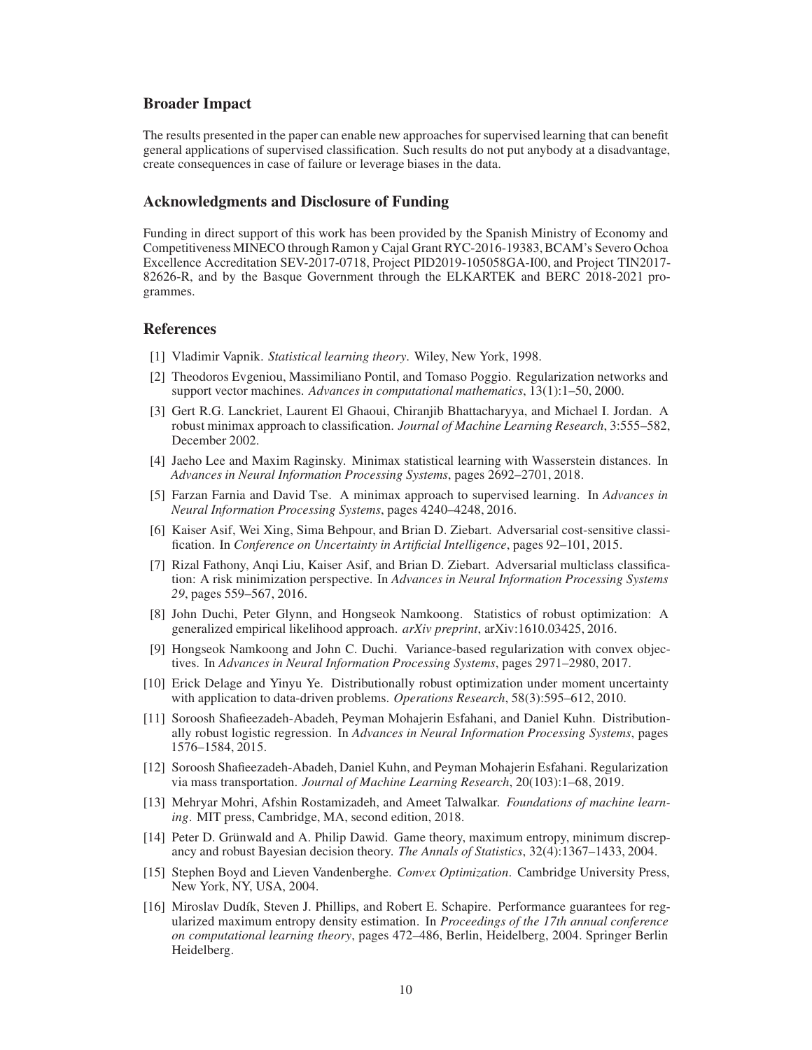## Broader Impact

The results presented in the paper can enable new approaches for supervised learning that can benefit general applications of supervised classification. Such results do not put anybody at a disadvantage, create consequences in case of failure or leverage biases in the data.

## Acknowledgments and Disclosure of Funding

Funding in direct support of this work has been provided by the Spanish Ministry of Economy and Competitiveness MINECO through Ramon y Cajal Grant RYC-2016-19383, BCAM's Severo Ochoa Excellence Accreditation SEV-2017-0718, Project PID2019-105058GA-I00, and Project TIN2017-82626-R, and by the Basque Government through the ELKARTEK and BERC 2018-2021 programmes.

## References

[1] Vladimir Vapnik. *Statistical learning theory*. Wiley, New York, 1998.

[2] Theodoros Evgeniou, Massimiliano Pontil, and Tomaso Poggio. Regularization networks and support vector machines. *Advances in computational mathematics*, 13(1):1–50, 2000.

[3] Gert R.G. Lanckriet, Laurent El Ghaoui, Chiranjib Bhattacharyya, and Michael I. Jordan. A robust minimax approach to classification. *Journal of Machine Learning Research*, 3:555–582, December 2002.

[4] Jaeho Lee and Maxim Raginsky. Minimax statistical learning with Wasserstein distances. In *Advances in Neural Information Processing Systems*, pages 2692–2701, 2018.

[5] Farzan Farnia and David Tse. A minimax approach to supervised learning. In *Advances in Neural Information Processing Systems*, pages 4240–4248, 2016.

[6] Kaiser Asif, Wei Xing, Sima Behpour, and Brian D. Ziebart. Adversarial cost-sensitive classification. In *Conference on Uncertainty in Artificial Intelligence*, pages 92–101, 2015.

[7] Rizal Fathony, Anqi Liu, Kaiser Asif, and Brian D. Ziebart. Adversarial multiclass classification: A risk minimization perspective. In *Advances in Neural Information Processing Systems 29*, pages 559–567, 2016.

[8] John Duchi, Peter Glynn, and Hongseok Namkoong. Statistics of robust optimization: A generalized empirical likelihood approach. *arXiv preprint*, arXiv:1610.03425, 2016.

[9] Hongseok Namkoong and John C. Duchi. Variance-based regularization with convex objectives. In *Advances in Neural Information Processing Systems*, pages 2971–2980, 2017.

[10] Erick Delage and Yinyu Ye. Distributionally robust optimization under moment uncertainty with application to data-driven problems. *Operations Research*, 58(3):595–612, 2010.

[11] Soroosh Shafieezadeh-Abadeh, Peyman Mohajerin Esfahani, and Daniel Kuhn. Distributionally robust logistic regression. In *Advances in Neural Information Processing Systems*, pages 1576–1584, 2015.

[12] Soroosh Shafieezadeh-Abadeh, Daniel Kuhn, and Peyman Mohajerin Esfahani. Regularization via mass transportation. *Journal of Machine Learning Research*, 20(103):1–68, 2019.

[13] Mehryar Mohri, Afshin Rostamizadeh, and Ameet Talwalkar. *Foundations of machine learning*. MIT press, Cambridge, MA, second edition, 2018.

[14] Peter D. Grünwald and A. Philip Dawid. Game theory, maximum entropy, minimum discrepancy and robust Bayesian decision theory. *The Annals of Statistics*, 32(4):1367–1433, 2004.

[15] Stephen Boyd and Lieven Vandenberghe. *Convex Optimization*. Cambridge University Press, New York, NY, USA, 2004.

[16] Miroslav Dudík, Steven J. Phillips, and Robert E. Schapire. Performance guarantees for regularized maximum entropy density estimation. In *Proceedings of the 17th annual conference on computational learning theory*, pages 472–486, Berlin, Heidelberg, 2004. Springer Berlin Heidelberg.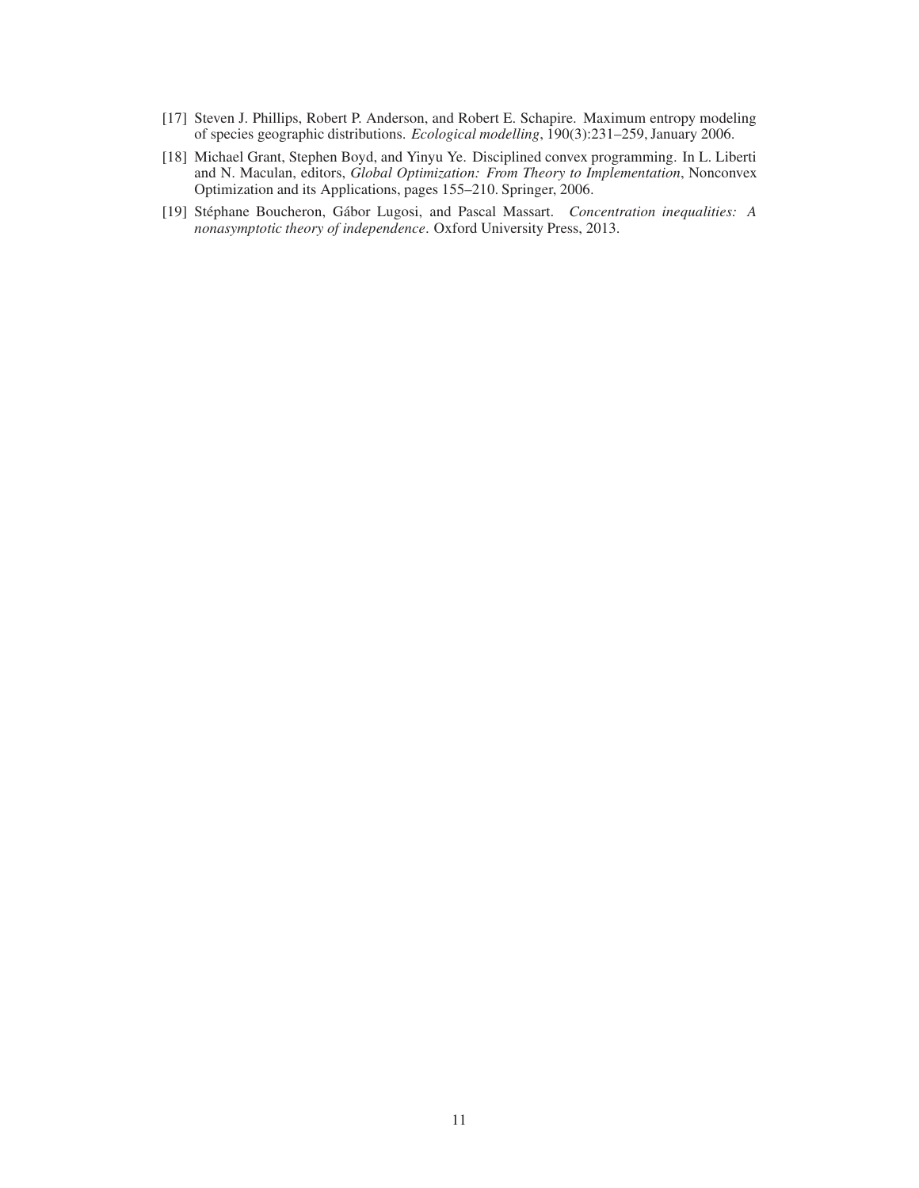[17] Steven J. Phillips, Robert P. Anderson, and Robert E. Schapire. Maximum entropy modeling of species geographic distributions. *Ecological modelling*, 190(3):231–259, January 2006.

[18] Michael Grant, Stephen Boyd, and Yinyu Ye. Disciplined convex programming. In L. Liberti and N. Maculan, editors, *Global Optimization: From Theory to Implementation*, Nonconvex Optimization and its Applications, pages 155–210. Springer, 2006.

[19] Stéphane Boucheron, Gábor Lugosi, and Pascal Massart. *Concentration inequalities: A nonasymptotic theory of independence*. Oxford University Press, 2013.